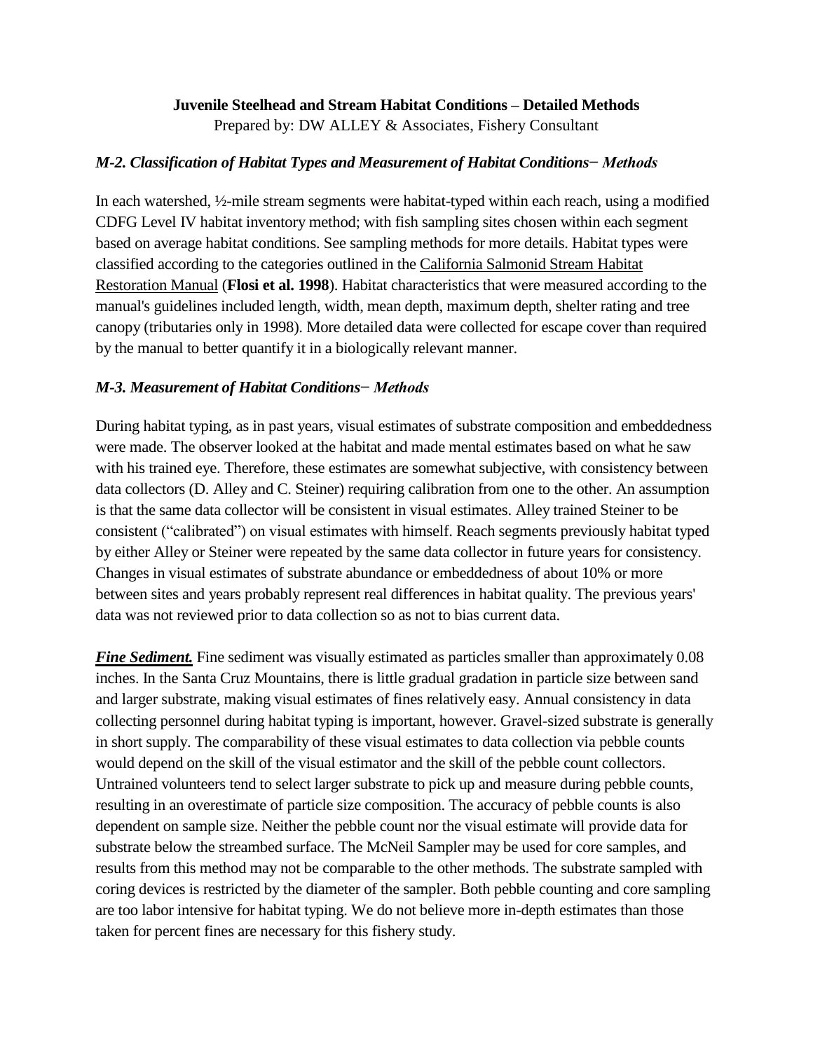**Juvenile Steelhead and Stream Habitat Conditions – Detailed Methods**

Prepared by: DW ALLEY & Associates, Fishery Consultant

### *M-2. Classification of Habitat Types and Measurement of Habitat Conditions– Methods*

In each watershed, ½-mile stream segments were habitat-typed within each reach, using a modified CDFG Level IV habitat inventory method; with fish sampling sites chosen within each segment based on average habitat conditions. See sampling methods for more details. Habitat types were classified according to the categories outlined in the California Salmonid Stream Habitat Restoration Manual (**Flosi et al. 1998**). Habitat characteristics that were measured according to the manual's guidelines included length, width, mean depth, maximum depth, shelter rating and tree canopy (tributaries only in 1998). More detailed data were collected for escape cover than required by the manual to better quantify it in a biologically relevant manner.

### *M-3. Measurement of Habitat Conditions– Methods*

During habitat typing, as in past years, visual estimates of substrate composition and embeddedness were made. The observer looked at the habitat and made mental estimates based on what he saw with his trained eye. Therefore, these estimates are somewhat subjective, with consistency between data collectors (D. Alley and C. Steiner) requiring calibration from one to the other. An assumption is that the same data collector will be consistent in visual estimates. Alley trained Steiner to be consistent ("calibrated") on visual estimates with himself. Reach segments previously habitat typed by either Alley or Steiner were repeated by the same data collector in future years for consistency. Changes in visual estimates of substrate abundance or embeddedness of about 10% or more between sites and years probably represent real differences in habitat quality. The previous years' data was not reviewed prior to data collection so as not to bias current data.

***Fine Sediment.*** Fine sediment was visually estimated as particles smaller than approximately 0.08 inches. In the Santa Cruz Mountains, there is little gradual gradation in particle size between sand and larger substrate, making visual estimates of fines relatively easy. Annual consistency in data collecting personnel during habitat typing is important, however. Gravel-sized substrate is generally in short supply. The comparability of these visual estimates to data collection via pebble counts would depend on the skill of the visual estimator and the skill of the pebble count collectors. Untrained volunteers tend to select larger substrate to pick up and measure during pebble counts, resulting in an overestimate of particle size composition. The accuracy of pebble counts is also dependent on sample size. Neither the pebble count nor the visual estimate will provide data for substrate below the streambed surface. The McNeil Sampler may be used for core samples, and results from this method may not be comparable to the other methods. The substrate sampled with coring devices is restricted by the diameter of the sampler. Both pebble counting and core sampling are too labor intensive for habitat typing. We do not believe more in-depth estimates than those taken for percent fines are necessary for this fishery study.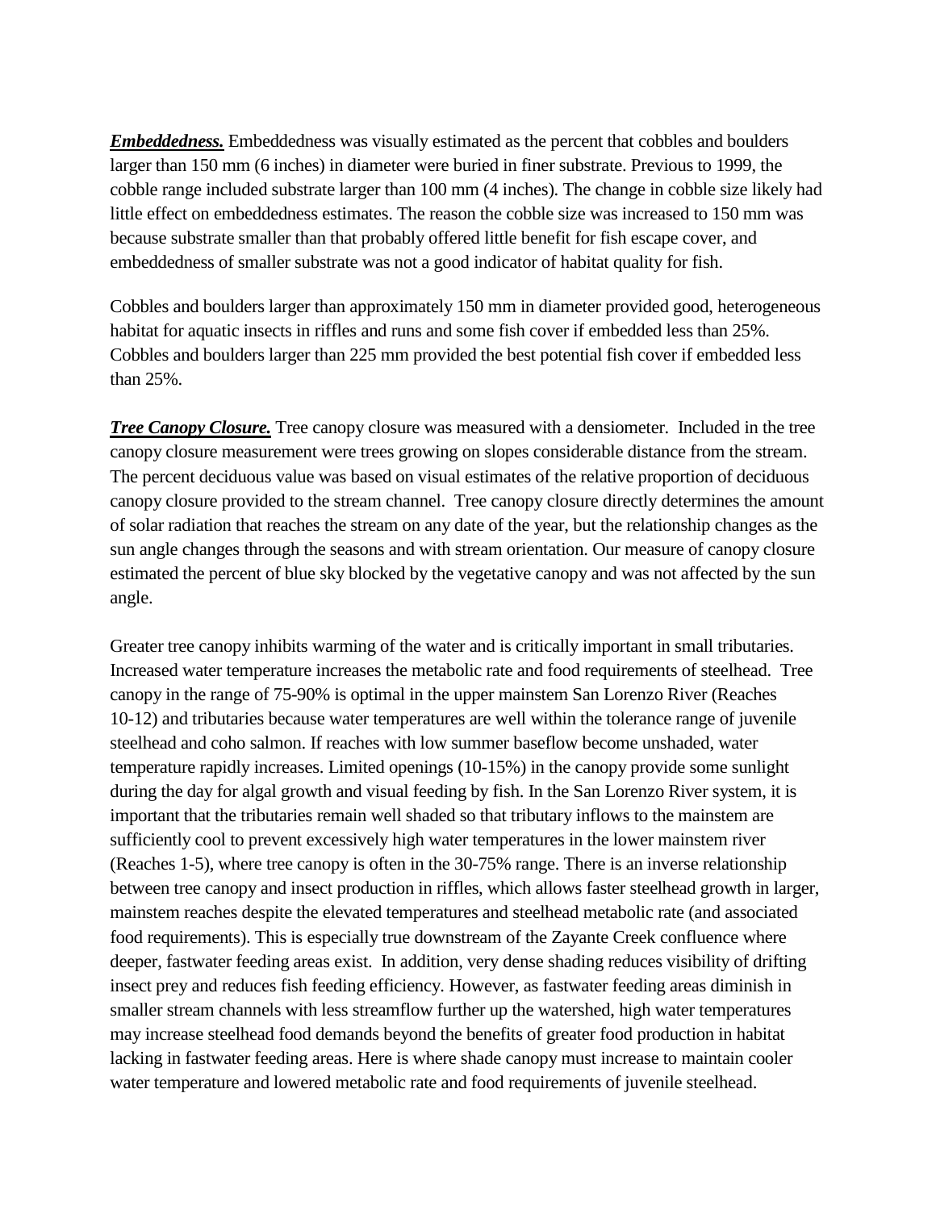***Embeddedness.*** Embeddedness was visually estimated as the percent that cobbles and boulders larger than 150 mm (6 inches) in diameter were buried in finer substrate. Previous to 1999, the cobble range included substrate larger than 100 mm (4 inches). The change in cobble size likely had little effect on embeddedness estimates. The reason the cobble size was increased to 150 mm was because substrate smaller than that probably offered little benefit for fish escape cover, and embeddedness of smaller substrate was not a good indicator of habitat quality for fish.

Cobbles and boulders larger than approximately 150 mm in diameter provided good, heterogeneous habitat for aquatic insects in riffles and runs and some fish cover if embedded less than 25%. Cobbles and boulders larger than 225 mm provided the best potential fish cover if embedded less than 25%.

***Tree Canopy Closure.*** Tree canopy closure was measured with a densiometer. Included in the tree canopy closure measurement were trees growing on slopes considerable distance from the stream. The percent deciduous value was based on visual estimates of the relative proportion of deciduous canopy closure provided to the stream channel. Tree canopy closure directly determines the amount of solar radiation that reaches the stream on any date of the year, but the relationship changes as the sun angle changes through the seasons and with stream orientation. Our measure of canopy closure estimated the percent of blue sky blocked by the vegetative canopy and was not affected by the sun angle.

Greater tree canopy inhibits warming of the water and is critically important in small tributaries. Increased water temperature increases the metabolic rate and food requirements of steelhead. Tree canopy in the range of 75-90% is optimal in the upper mainstem San Lorenzo River (Reaches 10-12) and tributaries because water temperatures are well within the tolerance range of juvenile steelhead and coho salmon. If reaches with low summer baseflow become unshaded, water temperature rapidly increases. Limited openings (10-15%) in the canopy provide some sunlight during the day for algal growth and visual feeding by fish. In the San Lorenzo River system, it is important that the tributaries remain well shaded so that tributary inflows to the mainstem are sufficiently cool to prevent excessively high water temperatures in the lower mainstem river (Reaches 1-5), where tree canopy is often in the 30-75% range. There is an inverse relationship between tree canopy and insect production in riffles, which allows faster steelhead growth in larger, mainstem reaches despite the elevated temperatures and steelhead metabolic rate (and associated food requirements). This is especially true downstream of the Zayante Creek confluence where deeper, fastwater feeding areas exist. In addition, very dense shading reduces visibility of drifting insect prey and reduces fish feeding efficiency. However, as fastwater feeding areas diminish in smaller stream channels with less streamflow further up the watershed, high water temperatures may increase steelhead food demands beyond the benefits of greater food production in habitat lacking in fastwater feeding areas. Here is where shade canopy must increase to maintain cooler water temperature and lowered metabolic rate and food requirements of juvenile steelhead.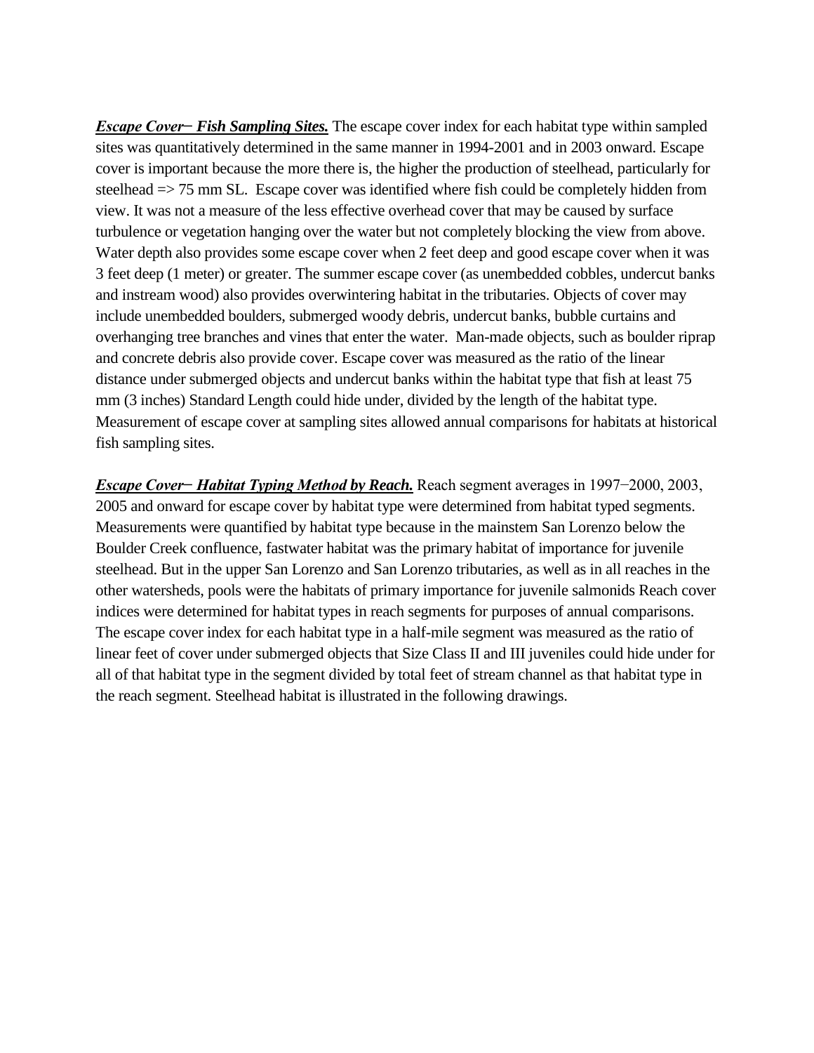***<u>Escape Cover– Fish Sampling Sites.</u>*** The escape cover index for each habitat type within sampled sites was quantitatively determined in the same manner in 1994-2001 and in 2003 onward. Escape cover is important because the more there is, the higher the production of steelhead, particularly for steelhead => 75 mm SL. Escape cover was identified where fish could be completely hidden from view. It was not a measure of the less effective overhead cover that may be caused by surface turbulence or vegetation hanging over the water but not completely blocking the view from above. Water depth also provides some escape cover when 2 feet deep and good escape cover when it was 3 feet deep (1 meter) or greater. The summer escape cover (as unembedded cobbles, undercut banks and instream wood) also provides overwintering habitat in the tributaries. Objects of cover may include unembedded boulders, submerged woody debris, undercut banks, bubble curtains and overhanging tree branches and vines that enter the water. Man-made objects, such as boulder riprap and concrete debris also provide cover. Escape cover was measured as the ratio of the linear distance under submerged objects and undercut banks within the habitat type that fish at least 75 mm (3 inches) Standard Length could hide under, divided by the length of the habitat type. Measurement of escape cover at sampling sites allowed annual comparisons for habitats at historical fish sampling sites.

***<u>Escape Cover– Habitat Typing Method by Reach.</u>*** Reach segment averages in 1997–2000, 2003, 2005 and onward for escape cover by habitat type were determined from habitat typed segments. Measurements were quantified by habitat type because in the mainstem San Lorenzo below the Boulder Creek confluence, fastwater habitat was the primary habitat of importance for juvenile steelhead. But in the upper San Lorenzo and San Lorenzo tributaries, as well as in all reaches in the other watersheds, pools were the habitats of primary importance for juvenile salmonids Reach cover indices were determined for habitat types in reach segments for purposes of annual comparisons. The escape cover index for each habitat type in a half-mile segment was measured as the ratio of linear feet of cover under submerged objects that Size Class II and III juveniles could hide under for all of that habitat type in the segment divided by total feet of stream channel as that habitat type in the reach segment. Steelhead habitat is illustrated in the following drawings.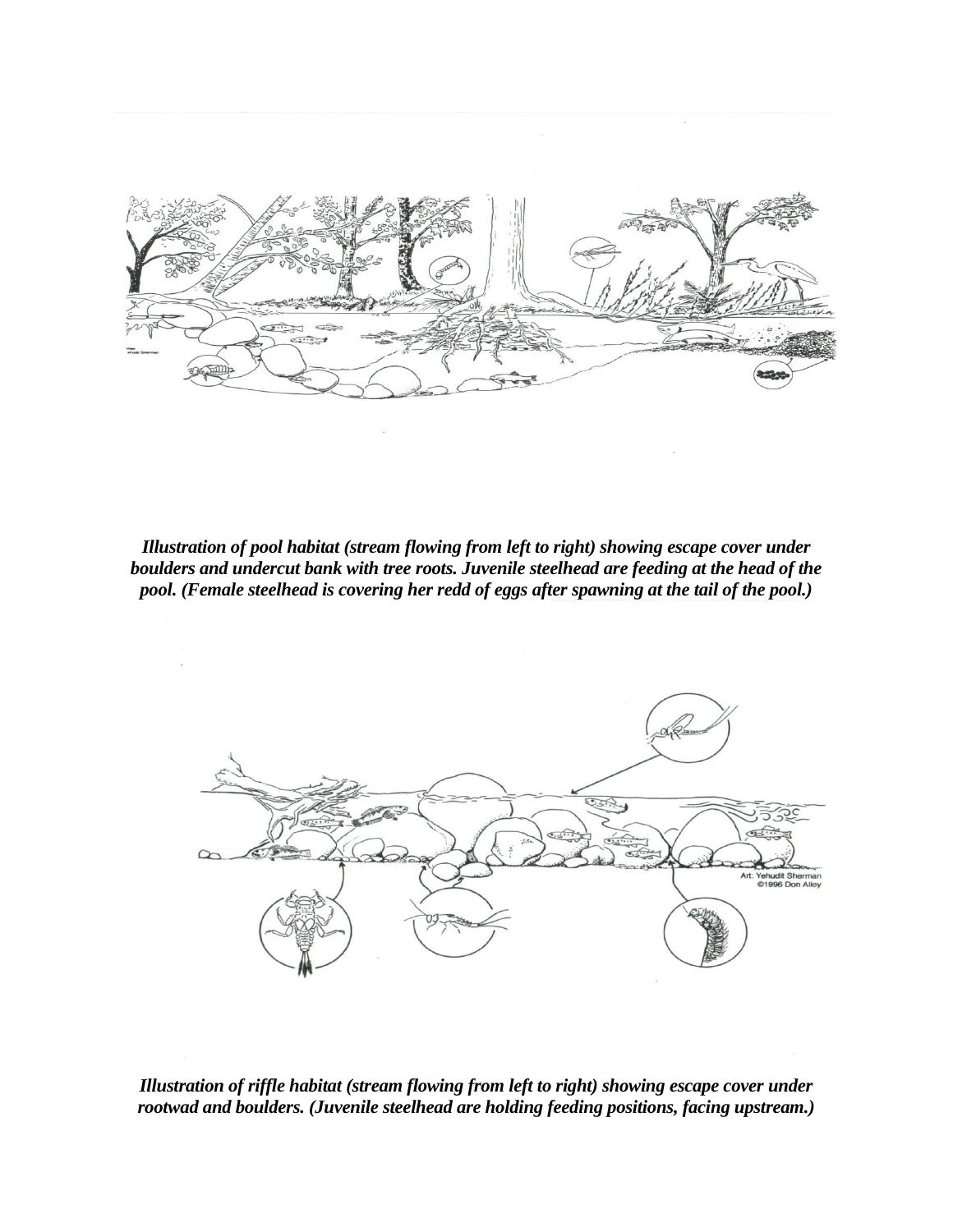*Illustration of pool habitat (stream flowing from left to right) showing escape cover under boulders and undercut bank with tree roots. Juvenile steelhead are feeding at the head of the pool. (Female steelhead is covering her redd of eggs after spawning at the tail of the pool.)*

*Illustration of riffle habitat (stream flowing from left to right) showing escape cover under rootwad and boulders. (Juvenile steelhead are holding feeding positions, facing upstream.)*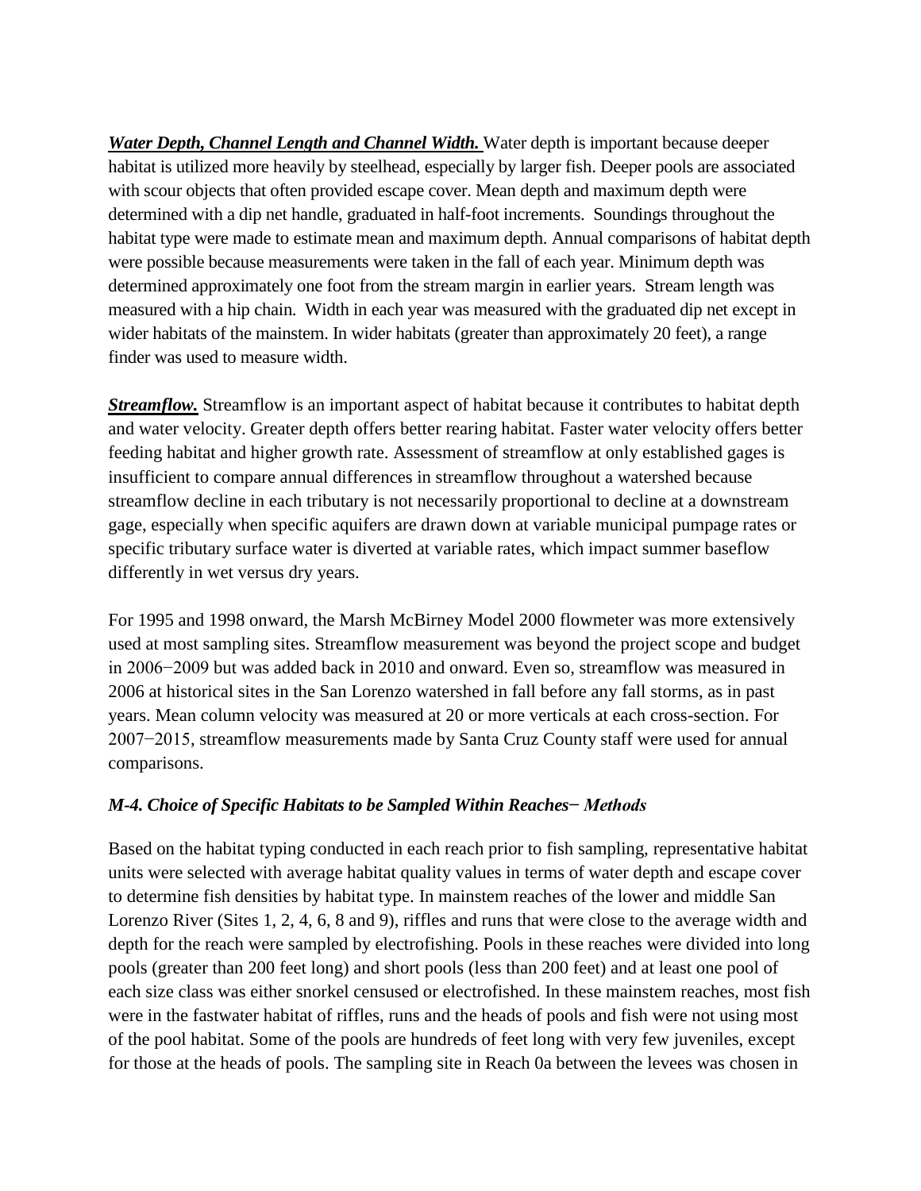***Water Depth, Channel Length and Channel Width.*** Water depth is important because deeper habitat is utilized more heavily by steelhead, especially by larger fish. Deeper pools are associated with scour objects that often provided escape cover. Mean depth and maximum depth were determined with a dip net handle, graduated in half-foot increments. Soundings throughout the habitat type were made to estimate mean and maximum depth. Annual comparisons of habitat depth were possible because measurements were taken in the fall of each year. Minimum depth was determined approximately one foot from the stream margin in earlier years. Stream length was measured with a hip chain. Width in each year was measured with the graduated dip net except in wider habitats of the mainstem. In wider habitats (greater than approximately 20 feet), a range finder was used to measure width.

***Streamflow.*** Streamflow is an important aspect of habitat because it contributes to habitat depth and water velocity. Greater depth offers better rearing habitat. Faster water velocity offers better feeding habitat and higher growth rate. Assessment of streamflow at only established gages is insufficient to compare annual differences in streamflow throughout a watershed because streamflow decline in each tributary is not necessarily proportional to decline at a downstream gage, especially when specific aquifers are drawn down at variable municipal pumpage rates or specific tributary surface water is diverted at variable rates, which impact summer baseflow differently in wet versus dry years.

For 1995 and 1998 onward, the Marsh McBirney Model 2000 flowmeter was more extensively used at most sampling sites. Streamflow measurement was beyond the project scope and budget in 2006−2009 but was added back in 2010 and onward. Even so, streamflow was measured in 2006 at historical sites in the San Lorenzo watershed in fall before any fall storms, as in past years. Mean column velocity was measured at 20 or more verticals at each cross-section. For 2007−2015, streamflow measurements made by Santa Cruz County staff were used for annual comparisons.

### *M-4. Choice of Specific Habitats to be Sampled Within Reaches− Methods*

Based on the habitat typing conducted in each reach prior to fish sampling, representative habitat units were selected with average habitat quality values in terms of water depth and escape cover to determine fish densities by habitat type. In mainstem reaches of the lower and middle San Lorenzo River (Sites 1, 2, 4, 6, 8 and 9), riffles and runs that were close to the average width and depth for the reach were sampled by electrofishing. Pools in these reaches were divided into long pools (greater than 200 feet long) and short pools (less than 200 feet) and at least one pool of each size class was either snorkel censused or electrofished. In these mainstem reaches, most fish were in the fastwater habitat of riffles, runs and the heads of pools and fish were not using most of the pool habitat. Some of the pools are hundreds of feet long with very few juveniles, except for those at the heads of pools. The sampling site in Reach 0a between the levees was chosen in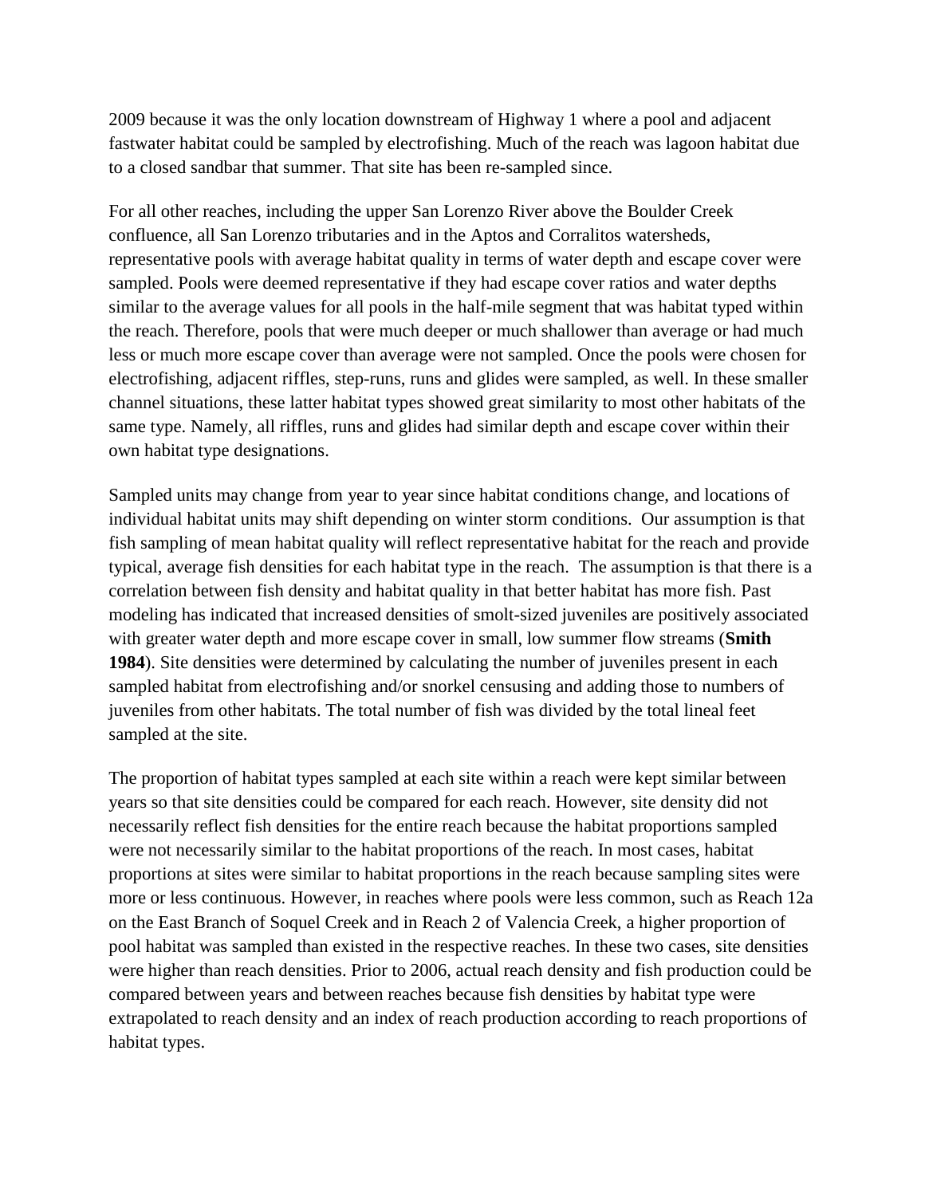2009 because it was the only location downstream of Highway 1 where a pool and adjacent fastwater habitat could be sampled by electrofishing. Much of the reach was lagoon habitat due to a closed sandbar that summer. That site has been re-sampled since.

For all other reaches, including the upper San Lorenzo River above the Boulder Creek confluence, all San Lorenzo tributaries and in the Aptos and Corralitos watersheds, representative pools with average habitat quality in terms of water depth and escape cover were sampled. Pools were deemed representative if they had escape cover ratios and water depths similar to the average values for all pools in the half-mile segment that was habitat typed within the reach. Therefore, pools that were much deeper or much shallower than average or had much less or much more escape cover than average were not sampled. Once the pools were chosen for electrofishing, adjacent riffles, step-runs, runs and glides were sampled, as well. In these smaller channel situations, these latter habitat types showed great similarity to most other habitats of the same type. Namely, all riffles, runs and glides had similar depth and escape cover within their own habitat type designations.

Sampled units may change from year to year since habitat conditions change, and locations of individual habitat units may shift depending on winter storm conditions. Our assumption is that fish sampling of mean habitat quality will reflect representative habitat for the reach and provide typical, average fish densities for each habitat type in the reach. The assumption is that there is a correlation between fish density and habitat quality in that better habitat has more fish. Past modeling has indicated that increased densities of smolt-sized juveniles are positively associated with greater water depth and more escape cover in small, low summer flow streams (**Smith 1984**). Site densities were determined by calculating the number of juveniles present in each sampled habitat from electrofishing and/or snorkel censusing and adding those to numbers of juveniles from other habitats. The total number of fish was divided by the total lineal feet sampled at the site.

The proportion of habitat types sampled at each site within a reach were kept similar between years so that site densities could be compared for each reach. However, site density did not necessarily reflect fish densities for the entire reach because the habitat proportions sampled were not necessarily similar to the habitat proportions of the reach. In most cases, habitat proportions at sites were similar to habitat proportions in the reach because sampling sites were more or less continuous. However, in reaches where pools were less common, such as Reach 12a on the East Branch of Soquel Creek and in Reach 2 of Valencia Creek, a higher proportion of pool habitat was sampled than existed in the respective reaches. In these two cases, site densities were higher than reach densities. Prior to 2006, actual reach density and fish production could be compared between years and between reaches because fish densities by habitat type were extrapolated to reach density and an index of reach production according to reach proportions of habitat types.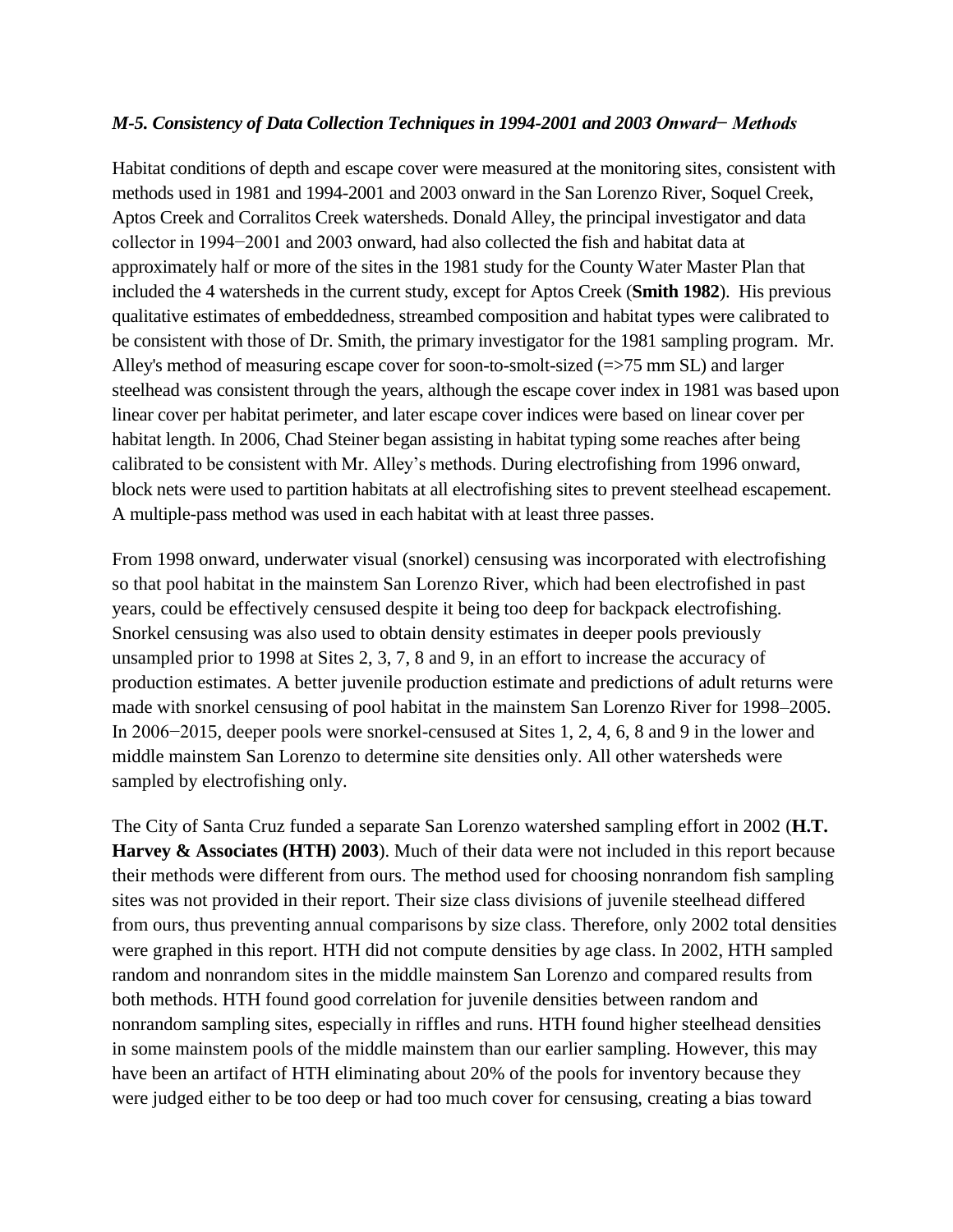***M-5. Consistency of Data Collection Techniques in 1994-2001 and 2003 Onward− Methods***

Habitat conditions of depth and escape cover were measured at the monitoring sites, consistent with methods used in 1981 and 1994-2001 and 2003 onward in the San Lorenzo River, Soquel Creek, Aptos Creek and Corralitos Creek watersheds. Donald Alley, the principal investigator and data collector in 1994−2001 and 2003 onward, had also collected the fish and habitat data at approximately half or more of the sites in the 1981 study for the County Water Master Plan that included the 4 watersheds in the current study, except for Aptos Creek (**Smith 1982**). His previous qualitative estimates of embeddedness, streambed composition and habitat types were calibrated to be consistent with those of Dr. Smith, the primary investigator for the 1981 sampling program. Mr. Alley's method of measuring escape cover for soon-to-smolt-sized (=>75 mm SL) and larger steelhead was consistent through the years, although the escape cover index in 1981 was based upon linear cover per habitat perimeter, and later escape cover indices were based on linear cover per habitat length. In 2006, Chad Steiner began assisting in habitat typing some reaches after being calibrated to be consistent with Mr. Alley's methods. During electrofishing from 1996 onward, block nets were used to partition habitats at all electrofishing sites to prevent steelhead escapement. A multiple-pass method was used in each habitat with at least three passes.

From 1998 onward, underwater visual (snorkel) censusing was incorporated with electrofishing so that pool habitat in the mainstem San Lorenzo River, which had been electrofished in past years, could be effectively censused despite it being too deep for backpack electrofishing. Snorkel censusing was also used to obtain density estimates in deeper pools previously unsampled prior to 1998 at Sites 2, 3, 7, 8 and 9, in an effort to increase the accuracy of production estimates. A better juvenile production estimate and predictions of adult returns were made with snorkel censusing of pool habitat in the mainstem San Lorenzo River for 1998–2005. In 2006−2015, deeper pools were snorkel-censused at Sites 1, 2, 4, 6, 8 and 9 in the lower and middle mainstem San Lorenzo to determine site densities only. All other watersheds were sampled by electrofishing only.

The City of Santa Cruz funded a separate San Lorenzo watershed sampling effort in 2002 (**H.T. Harvey & Associates (HTH) 2003**). Much of their data were not included in this report because their methods were different from ours. The method used for choosing nonrandom fish sampling sites was not provided in their report. Their size class divisions of juvenile steelhead differed from ours, thus preventing annual comparisons by size class. Therefore, only 2002 total densities were graphed in this report. HTH did not compute densities by age class. In 2002, HTH sampled random and nonrandom sites in the middle mainstem San Lorenzo and compared results from both methods. HTH found good correlation for juvenile densities between random and nonrandom sampling sites, especially in riffles and runs. HTH found higher steelhead densities in some mainstem pools of the middle mainstem than our earlier sampling. However, this may have been an artifact of HTH eliminating about 20% of the pools for inventory because they were judged either to be too deep or had too much cover for censusing, creating a bias toward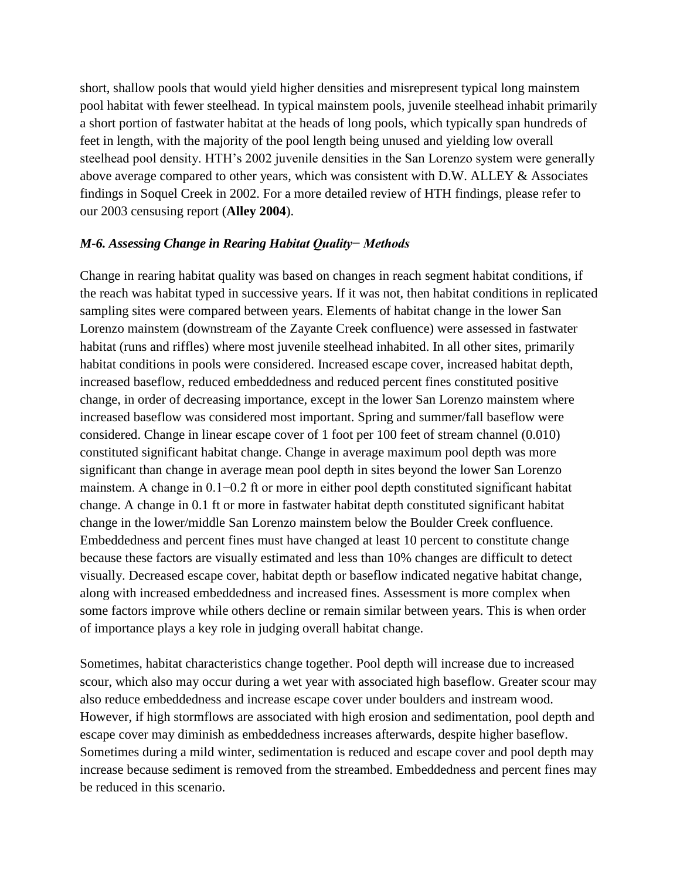short, shallow pools that would yield higher densities and misrepresent typical long mainstem pool habitat with fewer steelhead. In typical mainstem pools, juvenile steelhead inhabit primarily a short portion of fastwater habitat at the heads of long pools, which typically span hundreds of feet in length, with the majority of the pool length being unused and yielding low overall steelhead pool density. HTH's 2002 juvenile densities in the San Lorenzo system were generally above average compared to other years, which was consistent with D.W. ALLEY & Associates findings in Soquel Creek in 2002. For a more detailed review of HTH findings, please refer to our 2003 censusing report (**Alley 2004**).

### *M-6. Assessing Change in Rearing Habitat Quality− Methods*

Change in rearing habitat quality was based on changes in reach segment habitat conditions, if the reach was habitat typed in successive years. If it was not, then habitat conditions in replicated sampling sites were compared between years. Elements of habitat change in the lower San Lorenzo mainstem (downstream of the Zayante Creek confluence) were assessed in fastwater habitat (runs and riffles) where most juvenile steelhead inhabited. In all other sites, primarily habitat conditions in pools were considered. Increased escape cover, increased habitat depth, increased baseflow, reduced embeddedness and reduced percent fines constituted positive change, in order of decreasing importance, except in the lower San Lorenzo mainstem where increased baseflow was considered most important. Spring and summer/fall baseflow were considered. Change in linear escape cover of 1 foot per 100 feet of stream channel (0.010) constituted significant habitat change. Change in average maximum pool depth was more significant than change in average mean pool depth in sites beyond the lower San Lorenzo mainstem. A change in 0.1−0.2 ft or more in either pool depth constituted significant habitat change. A change in 0.1 ft or more in fastwater habitat depth constituted significant habitat change in the lower/middle San Lorenzo mainstem below the Boulder Creek confluence. Embeddedness and percent fines must have changed at least 10 percent to constitute change because these factors are visually estimated and less than 10% changes are difficult to detect visually. Decreased escape cover, habitat depth or baseflow indicated negative habitat change, along with increased embeddedness and increased fines. Assessment is more complex when some factors improve while others decline or remain similar between years. This is when order of importance plays a key role in judging overall habitat change.

Sometimes, habitat characteristics change together. Pool depth will increase due to increased scour, which also may occur during a wet year with associated high baseflow. Greater scour may also reduce embeddedness and increase escape cover under boulders and instream wood. However, if high stormflows are associated with high erosion and sedimentation, pool depth and escape cover may diminish as embeddedness increases afterwards, despite higher baseflow. Sometimes during a mild winter, sedimentation is reduced and escape cover and pool depth may increase because sediment is removed from the streambed. Embeddedness and percent fines may be reduced in this scenario.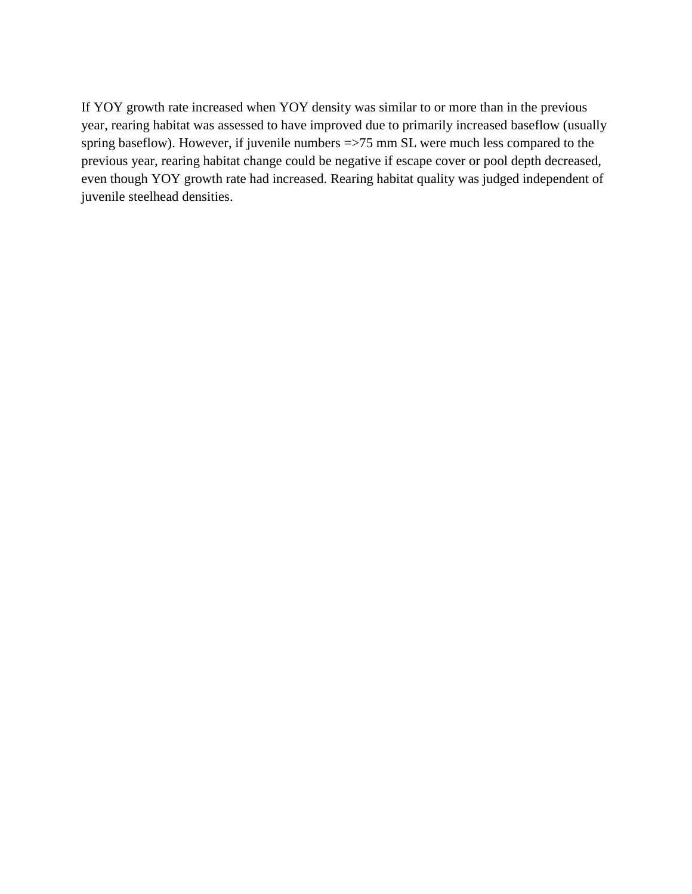If YOY growth rate increased when YOY density was similar to or more than in the previous year, rearing habitat was assessed to have improved due to primarily increased baseflow (usually spring baseflow). However, if juvenile numbers =>75 mm SL were much less compared to the previous year, rearing habitat change could be negative if escape cover or pool depth decreased, even though YOY growth rate had increased. Rearing habitat quality was judged independent of juvenile steelhead densities.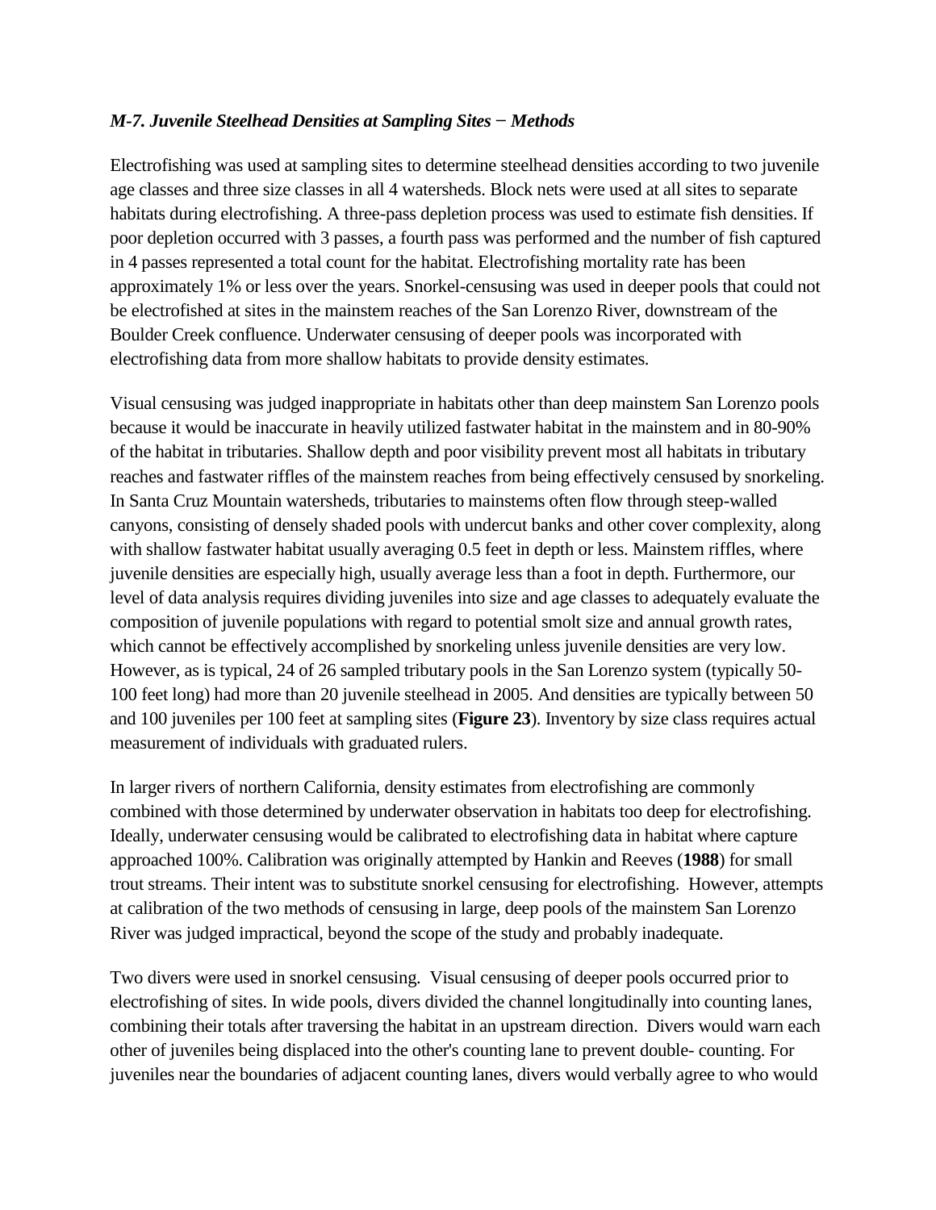***M-7. Juvenile Steelhead Densities at Sampling Sites − Methods***

Electrofishing was used at sampling sites to determine steelhead densities according to two juvenile age classes and three size classes in all 4 watersheds. Block nets were used at all sites to separate habitats during electrofishing. A three-pass depletion process was used to estimate fish densities. If poor depletion occurred with 3 passes, a fourth pass was performed and the number of fish captured in 4 passes represented a total count for the habitat. Electrofishing mortality rate has been approximately 1% or less over the years. Snorkel-censusing was used in deeper pools that could not be electrofished at sites in the mainstem reaches of the San Lorenzo River, downstream of the Boulder Creek confluence. Underwater censusing of deeper pools was incorporated with electrofishing data from more shallow habitats to provide density estimates.

Visual censusing was judged inappropriate in habitats other than deep mainstem San Lorenzo pools because it would be inaccurate in heavily utilized fastwater habitat in the mainstem and in 80-90% of the habitat in tributaries. Shallow depth and poor visibility prevent most all habitats in tributary reaches and fastwater riffles of the mainstem reaches from being effectively censused by snorkeling. In Santa Cruz Mountain watersheds, tributaries to mainstems often flow through steep-walled canyons, consisting of densely shaded pools with undercut banks and other cover complexity, along with shallow fastwater habitat usually averaging 0.5 feet in depth or less. Mainstem riffles, where juvenile densities are especially high, usually average less than a foot in depth. Furthermore, our level of data analysis requires dividing juveniles into size and age classes to adequately evaluate the composition of juvenile populations with regard to potential smolt size and annual growth rates, which cannot be effectively accomplished by snorkeling unless juvenile densities are very low. However, as is typical, 24 of 26 sampled tributary pools in the San Lorenzo system (typically 50-100 feet long) had more than 20 juvenile steelhead in 2005. And densities are typically between 50 and 100 juveniles per 100 feet at sampling sites (**Figure 23**). Inventory by size class requires actual measurement of individuals with graduated rulers.

In larger rivers of northern California, density estimates from electrofishing are commonly combined with those determined by underwater observation in habitats too deep for electrofishing. Ideally, underwater censusing would be calibrated to electrofishing data in habitat where capture approached 100%. Calibration was originally attempted by Hankin and Reeves (**1988**) for small trout streams. Their intent was to substitute snorkel censusing for electrofishing. However, attempts at calibration of the two methods of censusing in large, deep pools of the mainstem San Lorenzo River was judged impractical, beyond the scope of the study and probably inadequate.

Two divers were used in snorkel censusing. Visual censusing of deeper pools occurred prior to electrofishing of sites. In wide pools, divers divided the channel longitudinally into counting lanes, combining their totals after traversing the habitat in an upstream direction. Divers would warn each other of juveniles being displaced into the other's counting lane to prevent double- counting. For juveniles near the boundaries of adjacent counting lanes, divers would verbally agree to who would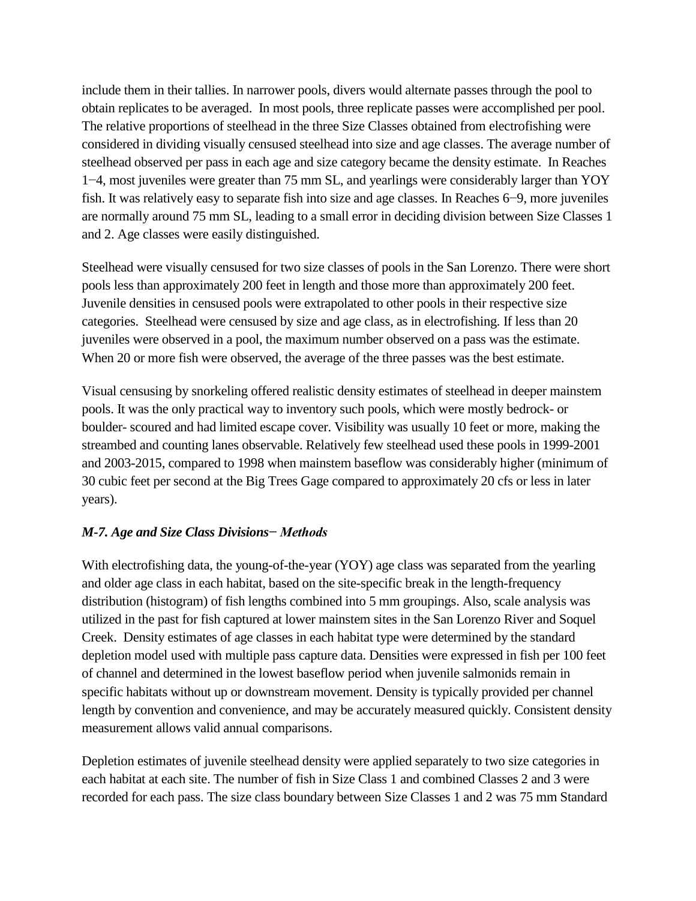include them in their tallies. In narrower pools, divers would alternate passes through the pool to obtain replicates to be averaged. In most pools, three replicate passes were accomplished per pool. The relative proportions of steelhead in the three Size Classes obtained from electrofishing were considered in dividing visually censused steelhead into size and age classes. The average number of steelhead observed per pass in each age and size category became the density estimate. In Reaches 1−4, most juveniles were greater than 75 mm SL, and yearlings were considerably larger than YOY fish. It was relatively easy to separate fish into size and age classes. In Reaches 6−9, more juveniles are normally around 75 mm SL, leading to a small error in deciding division between Size Classes 1 and 2. Age classes were easily distinguished.

Steelhead were visually censused for two size classes of pools in the San Lorenzo. There were short pools less than approximately 200 feet in length and those more than approximately 200 feet. Juvenile densities in censused pools were extrapolated to other pools in their respective size categories. Steelhead were censused by size and age class, as in electrofishing. If less than 20 juveniles were observed in a pool, the maximum number observed on a pass was the estimate. When 20 or more fish were observed, the average of the three passes was the best estimate.

Visual censusing by snorkeling offered realistic density estimates of steelhead in deeper mainstem pools. It was the only practical way to inventory such pools, which were mostly bedrock- or boulder- scoured and had limited escape cover. Visibility was usually 10 feet or more, making the streambed and counting lanes observable. Relatively few steelhead used these pools in 1999-2001 and 2003-2015, compared to 1998 when mainstem baseflow was considerably higher (minimum of 30 cubic feet per second at the Big Trees Gage compared to approximately 20 cfs or less in later years).

### *M-7. Age and Size Class Divisions− Methods*

With electrofishing data, the young-of-the-year (YOY) age class was separated from the yearling and older age class in each habitat, based on the site-specific break in the length-frequency distribution (histogram) of fish lengths combined into 5 mm groupings. Also, scale analysis was utilized in the past for fish captured at lower mainstem sites in the San Lorenzo River and Soquel Creek. Density estimates of age classes in each habitat type were determined by the standard depletion model used with multiple pass capture data. Densities were expressed in fish per 100 feet of channel and determined in the lowest baseflow period when juvenile salmonids remain in specific habitats without up or downstream movement. Density is typically provided per channel length by convention and convenience, and may be accurately measured quickly. Consistent density measurement allows valid annual comparisons.

Depletion estimates of juvenile steelhead density were applied separately to two size categories in each habitat at each site. The number of fish in Size Class 1 and combined Classes 2 and 3 were recorded for each pass. The size class boundary between Size Classes 1 and 2 was 75 mm Standard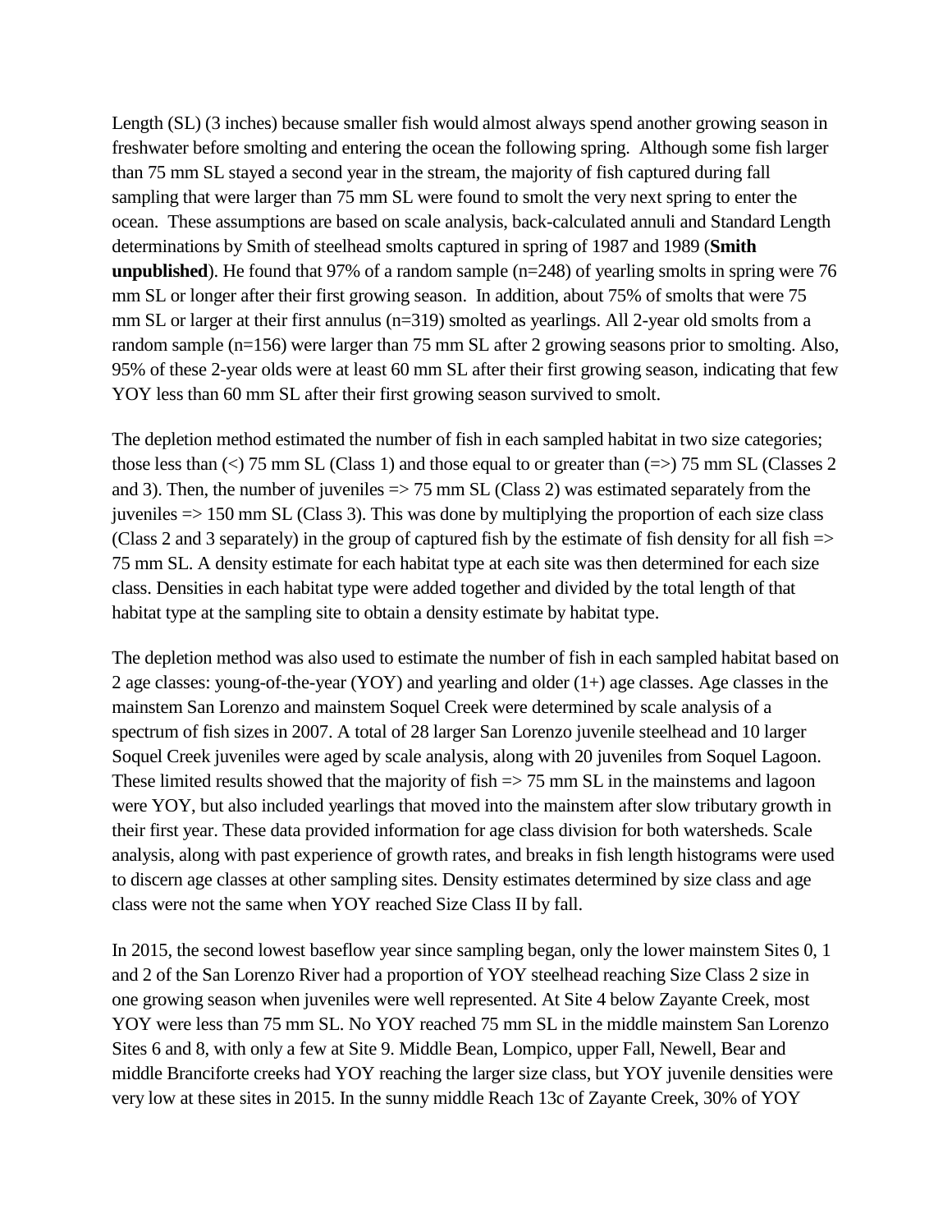Length (SL) (3 inches) because smaller fish would almost always spend another growing season in freshwater before smolting and entering the ocean the following spring. Although some fish larger than 75 mm SL stayed a second year in the stream, the majority of fish captured during fall sampling that were larger than 75 mm SL were found to smolt the very next spring to enter the ocean. These assumptions are based on scale analysis, back-calculated annuli and Standard Length determinations by Smith of steelhead smolts captured in spring of 1987 and 1989 (**Smith unpublished**). He found that 97% of a random sample (n=248) of yearling smolts in spring were 76 mm SL or longer after their first growing season. In addition, about 75% of smolts that were 75 mm SL or larger at their first annulus (n=319) smolted as yearlings. All 2-year old smolts from a random sample (n=156) were larger than 75 mm SL after 2 growing seasons prior to smolting. Also, 95% of these 2-year olds were at least 60 mm SL after their first growing season, indicating that few YOY less than 60 mm SL after their first growing season survived to smolt.

The depletion method estimated the number of fish in each sampled habitat in two size categories; those less than (<) 75 mm SL (Class 1) and those equal to or greater than (=>) 75 mm SL (Classes 2 and 3). Then, the number of juveniles => 75 mm SL (Class 2) was estimated separately from the juveniles => 150 mm SL (Class 3). This was done by multiplying the proportion of each size class (Class 2 and 3 separately) in the group of captured fish by the estimate of fish density for all fish => 75 mm SL. A density estimate for each habitat type at each site was then determined for each size class. Densities in each habitat type were added together and divided by the total length of that habitat type at the sampling site to obtain a density estimate by habitat type.

The depletion method was also used to estimate the number of fish in each sampled habitat based on 2 age classes: young-of-the-year (YOY) and yearling and older (1+) age classes. Age classes in the mainstem San Lorenzo and mainstem Soquel Creek were determined by scale analysis of a spectrum of fish sizes in 2007. A total of 28 larger San Lorenzo juvenile steelhead and 10 larger Soquel Creek juveniles were aged by scale analysis, along with 20 juveniles from Soquel Lagoon. These limited results showed that the majority of fish => 75 mm SL in the mainstems and lagoon were YOY, but also included yearlings that moved into the mainstem after slow tributary growth in their first year. These data provided information for age class division for both watersheds. Scale analysis, along with past experience of growth rates, and breaks in fish length histograms were used to discern age classes at other sampling sites. Density estimates determined by size class and age class were not the same when YOY reached Size Class II by fall.

In 2015, the second lowest baseflow year since sampling began, only the lower mainstem Sites 0, 1 and 2 of the San Lorenzo River had a proportion of YOY steelhead reaching Size Class 2 size in one growing season when juveniles were well represented. At Site 4 below Zayante Creek, most YOY were less than 75 mm SL. No YOY reached 75 mm SL in the middle mainstem San Lorenzo Sites 6 and 8, with only a few at Site 9. Middle Bean, Lompico, upper Fall, Newell, Bear and middle Branciforte creeks had YOY reaching the larger size class, but YOY juvenile densities were very low at these sites in 2015. In the sunny middle Reach 13c of Zayante Creek, 30% of YOY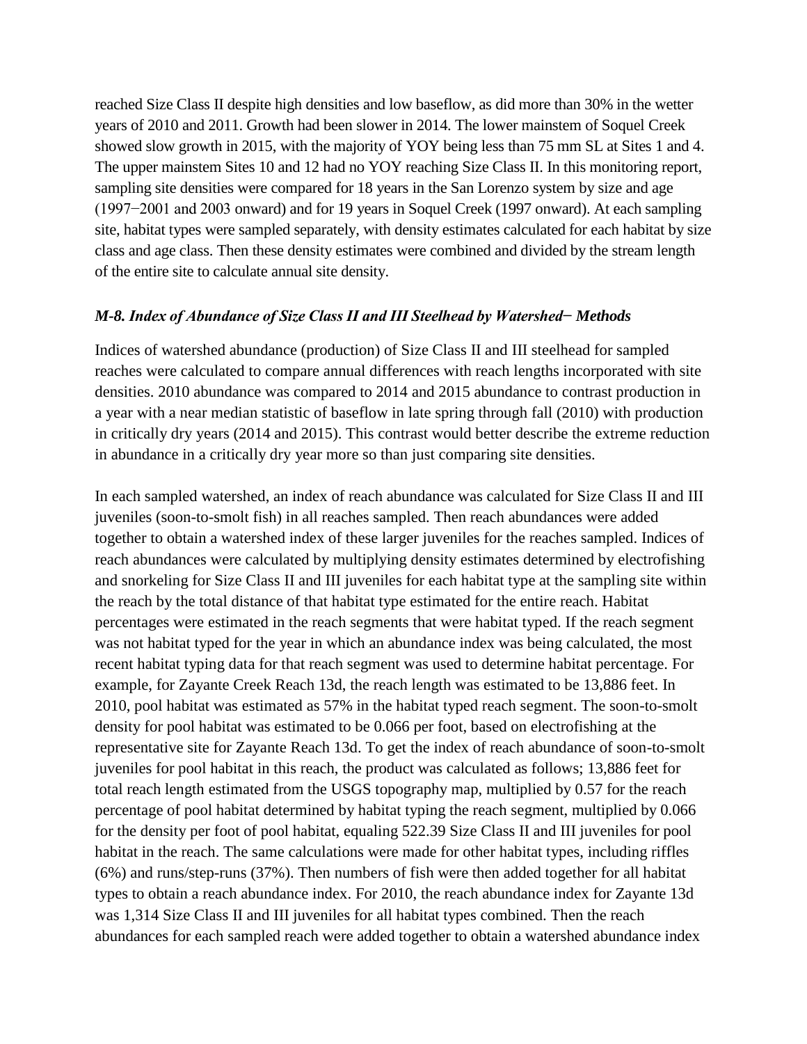reached Size Class II despite high densities and low baseflow, as did more than 30% in the wetter years of 2010 and 2011. Growth had been slower in 2014. The lower mainstem of Soquel Creek showed slow growth in 2015, with the majority of YOY being less than 75 mm SL at Sites 1 and 4. The upper mainstem Sites 10 and 12 had no YOY reaching Size Class II. In this monitoring report, sampling site densities were compared for 18 years in the San Lorenzo system by size and age (1997−2001 and 2003 onward) and for 19 years in Soquel Creek (1997 onward). At each sampling site, habitat types were sampled separately, with density estimates calculated for each habitat by size class and age class. Then these density estimates were combined and divided by the stream length of the entire site to calculate annual site density.

### *M-8. Index of Abundance of Size Class II and III Steelhead by Watershed− Methods*

Indices of watershed abundance (production) of Size Class II and III steelhead for sampled reaches were calculated to compare annual differences with reach lengths incorporated with site densities. 2010 abundance was compared to 2014 and 2015 abundance to contrast production in a year with a near median statistic of baseflow in late spring through fall (2010) with production in critically dry years (2014 and 2015). This contrast would better describe the extreme reduction in abundance in a critically dry year more so than just comparing site densities.

In each sampled watershed, an index of reach abundance was calculated for Size Class II and III juveniles (soon-to-smolt fish) in all reaches sampled. Then reach abundances were added together to obtain a watershed index of these larger juveniles for the reaches sampled. Indices of reach abundances were calculated by multiplying density estimates determined by electrofishing and snorkeling for Size Class II and III juveniles for each habitat type at the sampling site within the reach by the total distance of that habitat type estimated for the entire reach. Habitat percentages were estimated in the reach segments that were habitat typed. If the reach segment was not habitat typed for the year in which an abundance index was being calculated, the most recent habitat typing data for that reach segment was used to determine habitat percentage. For example, for Zayante Creek Reach 13d, the reach length was estimated to be 13,886 feet. In 2010, pool habitat was estimated as 57% in the habitat typed reach segment. The soon-to-smolt density for pool habitat was estimated to be 0.066 per foot, based on electrofishing at the representative site for Zayante Reach 13d. To get the index of reach abundance of soon-to-smolt juveniles for pool habitat in this reach, the product was calculated as follows; 13,886 feet for total reach length estimated from the USGS topography map, multiplied by 0.57 for the reach percentage of pool habitat determined by habitat typing the reach segment, multiplied by 0.066 for the density per foot of pool habitat, equaling 522.39 Size Class II and III juveniles for pool habitat in the reach. The same calculations were made for other habitat types, including riffles (6%) and runs/step-runs (37%). Then numbers of fish were then added together for all habitat types to obtain a reach abundance index. For 2010, the reach abundance index for Zayante 13d was 1,314 Size Class II and III juveniles for all habitat types combined. Then the reach abundances for each sampled reach were added together to obtain a watershed abundance index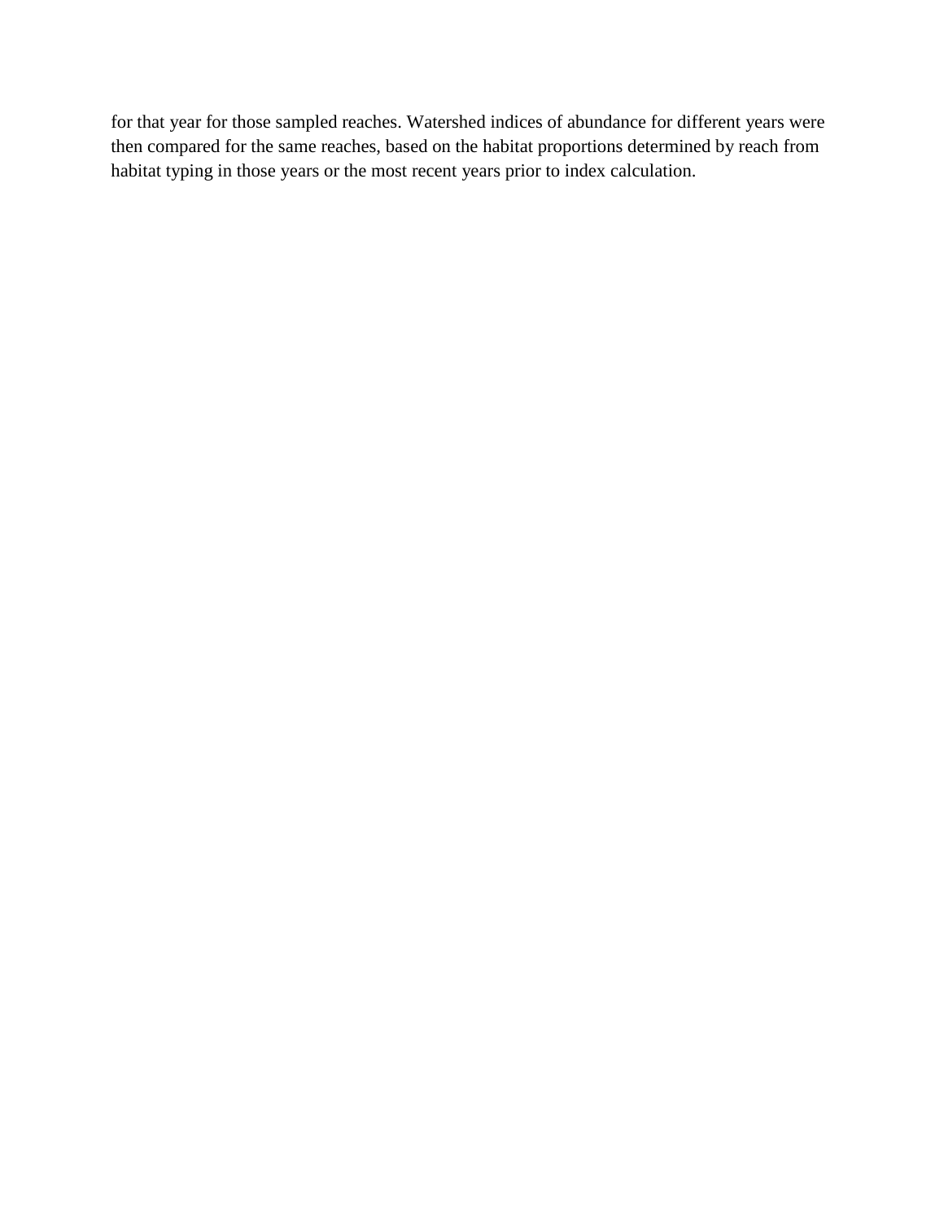for that year for those sampled reaches. Watershed indices of abundance for different years were then compared for the same reaches, based on the habitat proportions determined by reach from habitat typing in those years or the most recent years prior to index calculation.